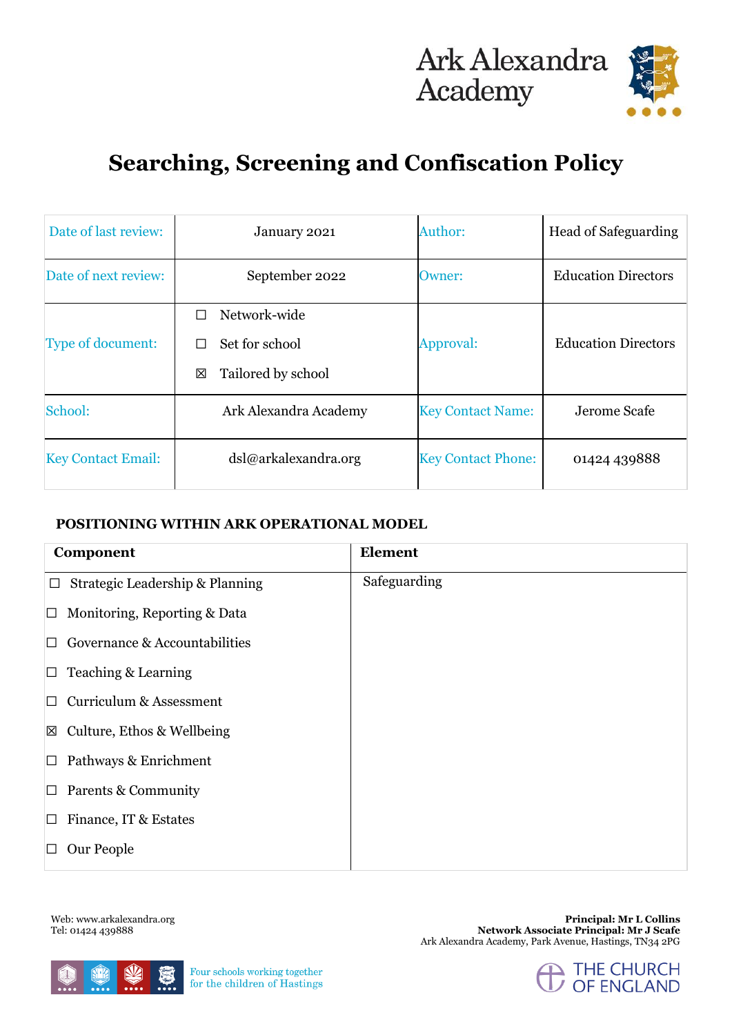Ark Alexandra Academy

# Searching, Screening and Confiscation Policy

| Date of last review: | January 2021 | Author: | Head of Safeguarding |
|---|---|---|---|
| Date of next review: | September 2022 | Owner: | Education Directors |
| Type of document: | ☐ Network-wide<br>☐ Set for school<br>☒ Tailored by school | Approval: | Education Directors |
| School: | Ark Alexandra Academy | Key Contact Name: | Jerome Scafe |
| Key Contact Email: | dsl@arkalexandra.org | Key Contact Phone: | 01424 439888 |

## POSITIONING WITHIN ARK OPERATIONAL MODEL

| Component | Element |
|---|---|
| ☐ Strategic Leadership & Planning<br>☐ Monitoring, Reporting & Data<br>☐ Governance & Accountabilities<br>☐ Teaching & Learning<br>☐ Curriculum & Assessment<br>☒ Culture, Ethos & Wellbeing<br>☐ Pathways & Enrichment<br>☐ Parents & Community<br>☐ Finance, IT & Estates<br>☐ Our People | Safeguarding |

Web: www.arkalexandra.org
Tel: 01424 439888

**Principal: Mr L Collins**
**Network Associate Principal: Mr J Scafe**
Ark Alexandra Academy, Park Avenue, Hastings, TN34 2PG

Four schools working together for the children of Hastings

THE CHURCH OF ENGLAND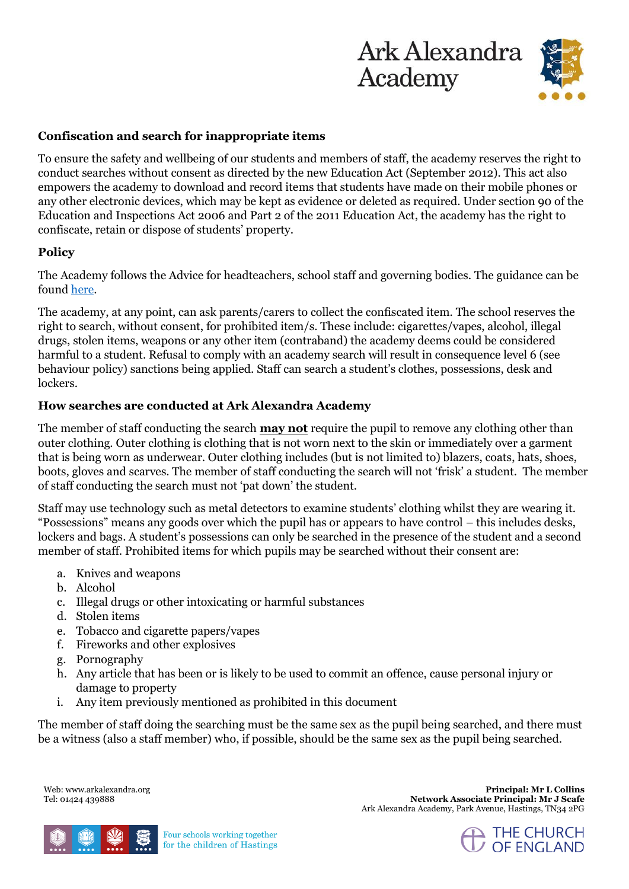**Confiscation and search for inappropriate items**

To ensure the safety and wellbeing of our students and members of staff, the academy reserves the right to conduct searches without consent as directed by the new Education Act (September 2012). This act also empowers the academy to download and record items that students have made on their mobile phones or any other electronic devices, which may be kept as evidence or deleted as required. Under section 90 of the Education and Inspections Act 2006 and Part 2 of the 2011 Education Act, the academy has the right to confiscate, retain or dispose of students' property.

**Policy**

The Academy follows the Advice for headteachers, school staff and governing bodies. The guidance can be found here.

The academy, at any point, can ask parents/carers to collect the confiscated item. The school reserves the right to search, without consent, for prohibited item/s. These include: cigarettes/vapes, alcohol, illegal drugs, stolen items, weapons or any other item (contraband) the academy deems could be considered harmful to a student. Refusal to comply with an academy search will result in consequence level 6 (see behaviour policy) sanctions being applied. Staff can search a student's clothes, possessions, desk and lockers.

**How searches are conducted at Ark Alexandra Academy**

The member of staff conducting the search **may not** require the pupil to remove any clothing other than outer clothing. Outer clothing is clothing that is not worn next to the skin or immediately over a garment that is being worn as underwear. Outer clothing includes (but is not limited to) blazers, coats, hats, shoes, boots, gloves and scarves. The member of staff conducting the search will not 'frisk' a student. The member of staff conducting the search must not 'pat down' the student.

Staff may use technology such as metal detectors to examine students' clothing whilst they are wearing it. "Possessions" means any goods over which the pupil has or appears to have control – this includes desks, lockers and bags. A student's possessions can only be searched in the presence of the student and a second member of staff. Prohibited items for which pupils may be searched without their consent are:

a. Knives and weapons
b. Alcohol
c. Illegal drugs or other intoxicating or harmful substances
d. Stolen items
e. Tobacco and cigarette papers/vapes
f. Fireworks and other explosives
g. Pornography
h. Any article that has been or is likely to be used to commit an offence, cause personal injury or damage to property
i. Any item previously mentioned as prohibited in this document

The member of staff doing the searching must be the same sex as the pupil being searched, and there must be a witness (also a staff member) who, if possible, should be the same sex as the pupil being searched.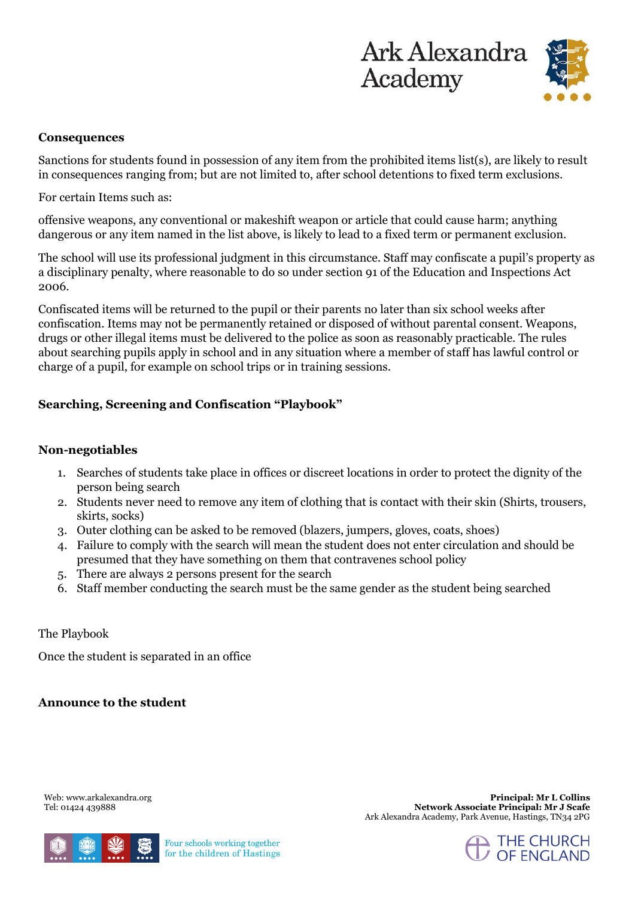**Consequences**

Sanctions for students found in possession of any item from the prohibited items list(s), are likely to result in consequences ranging from; but are not limited to, after school detentions to fixed term exclusions.

For certain Items such as:

offensive weapons, any conventional or makeshift weapon or article that could cause harm; anything dangerous or any item named in the list above, is likely to lead to a fixed term or permanent exclusion.

The school will use its professional judgment in this circumstance. Staff may confiscate a pupil's property as a disciplinary penalty, where reasonable to do so under section 91 of the Education and Inspections Act 2006.

Confiscated items will be returned to the pupil or their parents no later than six school weeks after confiscation. Items may not be permanently retained or disposed of without parental consent. Weapons, drugs or other illegal items must be delivered to the police as soon as reasonably practicable. The rules about searching pupils apply in school and in any situation where a member of staff has lawful control or charge of a pupil, for example on school trips or in training sessions.

**Searching, Screening and Confiscation "Playbook"**

**Non-negotiables**

1. Searches of students take place in offices or discreet locations in order to protect the dignity of the person being search
2. Students never need to remove any item of clothing that is contact with their skin (Shirts, trousers, skirts, socks)
3. Outer clothing can be asked to be removed (blazers, jumpers, gloves, coats, shoes)
4. Failure to comply with the search will mean the student does not enter circulation and should be presumed that they have something on them that contravenes school policy
5. There are always 2 persons present for the search
6. Staff member conducting the search must be the same gender as the student being searched

The Playbook

Once the student is separated in an office

**Announce to the student**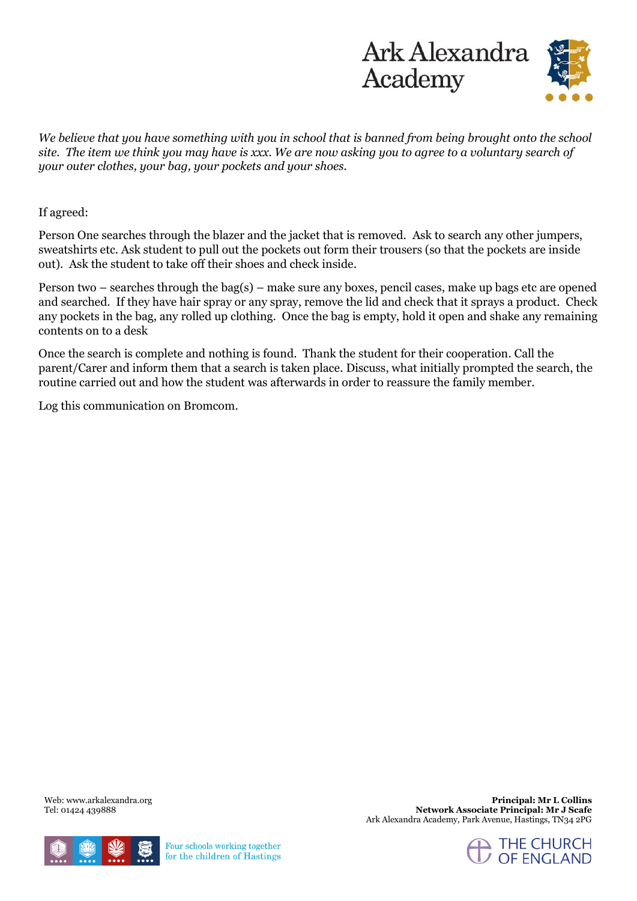*We believe that you have something with you in school that is banned from being brought onto the school site. The item we think you may have is xxx. We are now asking you to agree to a voluntary search of your outer clothes, your bag, your pockets and your shoes.*

If agreed:

Person One searches through the blazer and the jacket that is removed. Ask to search any other jumpers, sweatshirts etc. Ask student to pull out the pockets out form their trousers (so that the pockets are inside out). Ask the student to take off their shoes and check inside.

Person two – searches through the bag(s) – make sure any boxes, pencil cases, make up bags etc are opened and searched. If they have hair spray or any spray, remove the lid and check that it sprays a product. Check any pockets in the bag, any rolled up clothing. Once the bag is empty, hold it open and shake any remaining contents on to a desk

Once the search is complete and nothing is found. Thank the student for their cooperation. Call the parent/Carer and inform them that a search is taken place. Discuss, what initially prompted the search, the routine carried out and how the student was afterwards in order to reassure the family member.

Log this communication on Bromcom.